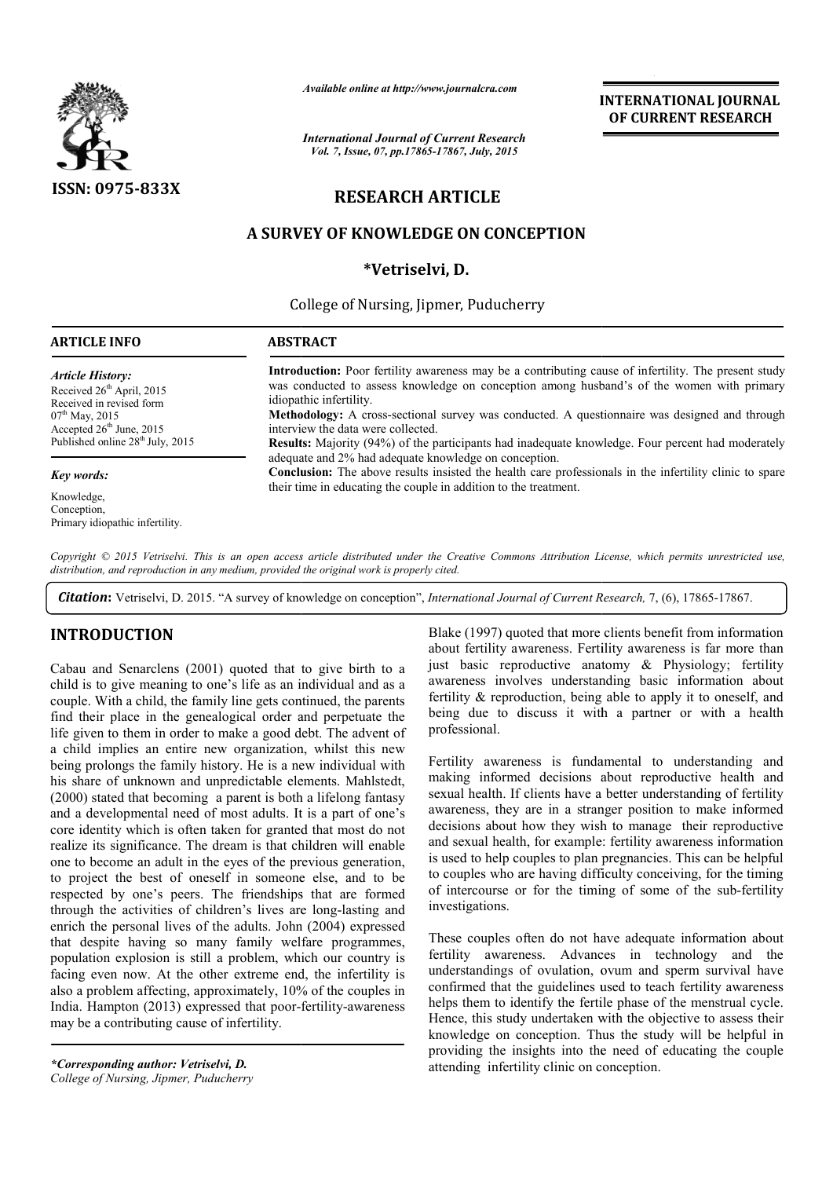# RESEARCH ARTICLE

## A SURVEY OF KNOWLEDGE ON CONCEPTION

**\*Vetriselvi, D.**

College of Nursing, Jipmer, Puducherry

### ARTICLE INFO

*Article History:*
Received 26th April, 2015
Received in revised form
07th May, 2015
Accepted 26th June, 2015
Published online 28th July, 2015

*Key words:*
Knowledge,
Conception,
Primary idiopathic infertility.

### ABSTRACT

**Introduction:** Poor fertility awareness may be a contributing cause of infertility. The present study was conducted to assess knowledge on conception among husband's of the women with primary idiopathic infertility.

**Methodology:** A cross-sectional survey was conducted. A questionnaire was designed and through interview the data were collected.

**Results:** Majority (94%) of the participants had inadequate knowledge. Four percent had moderately adequate and 2% had adequate knowledge on conception.

**Conclusion:** The above results insisted the health care professionals in the infertility clinic to spare their time in educating the couple in addition to the treatment.

*Copyright © 2015 Vetriselvi. This is an open access article distributed under the Creative Commons Attribution License, which permits unrestricted use, distribution, and reproduction in any medium, provided the original work is properly cited.*

**Citation:** Vetriselvi, D. 2015. "A survey of knowledge on conception", *International Journal of Current Research,* 7, (6), 17865-17867.

## INTRODUCTION

Cabau and Senarclens (2001) quoted that to give birth to a child is to give meaning to one's life as an individual and as a couple. With a child, the family line gets continued, the parents find their place in the genealogical order and perpetuate the life given to them in order to make a good debt. The advent of a child implies an entire new organization, whilst this new being prolongs the family history. He is a new individual with his share of unknown and unpredictable elements. Mahlstedt, (2000) stated that becoming a parent is both a lifelong fantasy and a developmental need of most adults. It is a part of one's core identity which is often taken for granted that most do not realize its significance. The dream is that children will enable one to become an adult in the eyes of the previous generation, to project the best of oneself in someone else, and to be respected by one's peers. The friendships that are formed through the activities of children's lives are long-lasting and enrich the personal lives of the adults. John (2004) expressed that despite having so many family welfare programmes, population explosion is still a problem, which our country is facing even now. At the other extreme end, the infertility is also a problem affecting, approximately, 10% of the couples in India. Hampton (2013) expressed that poor-fertility-awareness may be a contributing cause of infertility.

Blake (1997) quoted that more clients benefit from information about fertility awareness. Fertility awareness is far more than just basic reproductive anatomy & Physiology; fertility awareness involves understanding basic information about fertility & reproduction, being able to apply it to oneself, and being due to discuss it with a partner or with a health professional.

Fertility awareness is fundamental to understanding and making informed decisions about reproductive health and sexual health. If clients have a better understanding of fertility awareness, they are in a stranger position to make informed decisions about how they wish to manage their reproductive and sexual health, for example: fertility awareness information is used to help couples to plan pregnancies. This can be helpful to couples who are having difficulty conceiving, for the timing of intercourse or for the timing of some of the sub-fertility investigations.

These couples often do not have adequate information about fertility awareness. Advances in technology and the understandings of ovulation, ovum and sperm survival have confirmed that the guidelines used to teach fertility awareness helps them to identify the fertile phase of the menstrual cycle. Hence, this study undertaken with the objective to assess their knowledge on conception. Thus the study will be helpful in providing the insights into the need of educating the couple attending infertility clinic on conception.

*\*Corresponding author: Vetriselvi, D.*
*College of Nursing, Jipmer, Puducherry*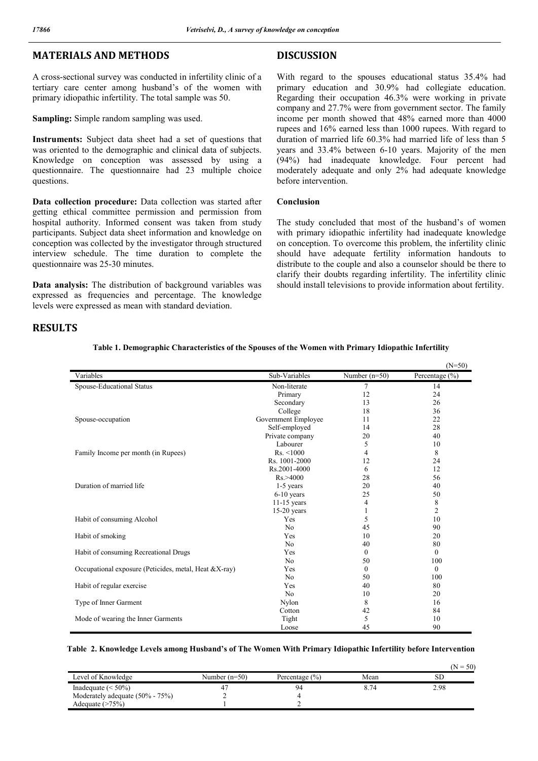## MATERIALS AND METHODS

A cross-sectional survey was conducted in infertility clinic of a tertiary care center among husband's of the women with primary idiopathic infertility. The total sample was 50.

**Sampling:** Simple random sampling was used.

**Instruments:** Subject data sheet had a set of questions that was oriented to the demographic and clinical data of subjects. Knowledge on conception was assessed by using a questionnaire. The questionnaire had 23 multiple choice questions.

**Data collection procedure:** Data collection was started after getting ethical committee permission and permission from hospital authority. Informed consent was taken from study participants. Subject data sheet information and knowledge on conception was collected by the investigator through structured interview schedule. The time duration to complete the questionnaire was 25-30 minutes.

**Data analysis:** The distribution of background variables was expressed as frequencies and percentage. The knowledge levels were expressed as mean with standard deviation.

## RESULTS

**Table 1. Demographic Characteristics of the Spouses of the Women with Primary Idiopathic Infertility**

(N=50)

| Variables | Sub-Variables | Number (n=50) | Percentage (%) |
|---|---|---|---|
| Spouse-Educational Status | Non-literate | 7 | 14 |
| | Primary | 12 | 24 |
| | Secondary | 13 | 26 |
| | College | 18 | 36 |
| Spouse-occupation | Government Employee | 11 | 22 |
| | Self-employed | 14 | 28 |
| | Private company | 20 | 40 |
| | Labourer | 5 | 10 |
| Family Income per month (in Rupees) | Rs. <1000 | 4 | 8 |
| | Rs. 1001-2000 | 12 | 24 |
| | Rs.2001-4000 | 6 | 12 |
| | Rs.>4000 | 28 | 56 |
| Duration of married life | 1-5 years | 20 | 40 |
| | 6-10 years | 25 | 50 |
| | 11-15 years | 4 | 8 |
| | 15-20 years | 1 | 2 |
| Habit of consuming Alcohol | Yes | 5 | 10 |
| | No | 45 | 90 |
| Habit of smoking | Yes | 10 | 20 |
| | No | 40 | 80 |
| Habit of consuming Recreational Drugs | Yes | 0 | 0 |
| | No | 50 | 100 |
| Occupational exposure (Peticides, metal, Heat &X-ray) | Yes | 0 | 0 |
| | No | 50 | 100 |
| Habit of regular exercise | Yes | 40 | 80 |
| | No | 10 | 20 |
| Type of Inner Garment | Nylon | 8 | 16 |
| | Cotton | 42 | 84 |
| Mode of wearing the Inner Garments | Tight | 5 | 10 |
| | Loose | 45 | 90 |

**Table 2. Knowledge Levels among Husband's of The Women With Primary Idiopathic Infertility before Intervention**

(N = 50)

| Level of Knowledge | Number (n=50) | Percentage (%) | Mean | SD |
|---|---|---|---|---|
| Inadequate (< 50%) | 47 | 94 | 8.74 | 2.98 |
| Moderately adequate (50% - 75%) | 2 | 4 | | |
| Adequate (>75%) | 1 | 2 | | |

## DISCUSSION

With regard to the spouses educational status 35.4% had primary education and 30.9% had collegiate education. Regarding their occupation 46.3% were working in private company and 27.7% were from government sector. The family income per month showed that 48% earned more than 4000 rupees and 16% earned less than 1000 rupees. With regard to duration of married life 60.3% had married life of less than 5 years and 33.4% between 6-10 years. Majority of the men (94%) had inadequate knowledge. Four percent had moderately adequate and only 2% had adequate knowledge before intervention.

### Conclusion

The study concluded that most of the husband's of women with primary idiopathic infertility had inadequate knowledge on conception. To overcome this problem, the infertility clinic should have adequate fertility information handouts to distribute to the couple and also a counselor should be there to clarify their doubts regarding infertility. The infertility clinic should install televisions to provide information about fertility.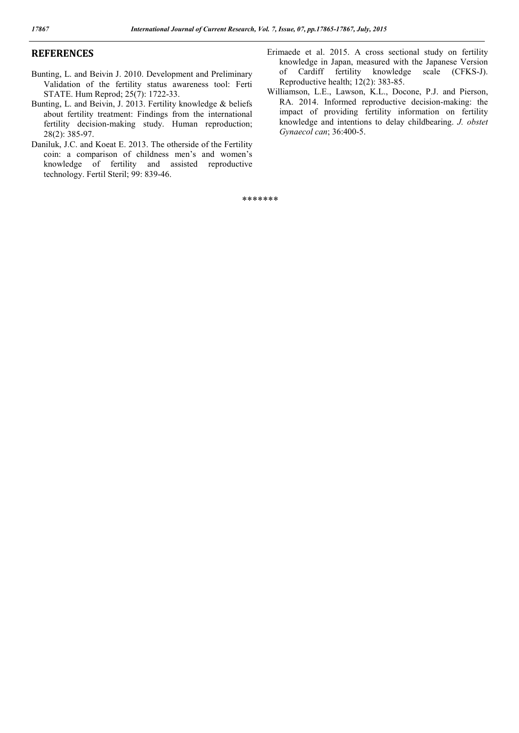## REFERENCES

Bunting, L. and Beivin J. 2010. Development and Preliminary Validation of the fertility status awareness tool: Ferti STATE. Hum Reprod; 25(7): 1722-33.

Bunting, L. and Beivin, J. 2013. Fertility knowledge & beliefs about fertility treatment: Findings from the international fertility decision-making study. Human reproduction; 28(2): 385-97.

Daniluk, J.C. and Koeat E. 2013. The otherside of the Fertility coin: a comparison of childness men's and women's knowledge of fertility and assisted reproductive technology. Fertil Steril; 99: 839-46.

Erimaede et al. 2015. A cross sectional study on fertility knowledge in Japan, measured with the Japanese Version of Cardiff fertility knowledge scale (CFKS-J). Reproductive health; 12(2): 383-85.

Williamson, L.E., Lawson, K.L., Docone, P.J. and Pierson, RA. 2014. Informed reproductive decision-making: the impact of providing fertility information on fertility knowledge and intentions to delay childbearing. *J. obstet Gynaecol can*; 36:400-5.

*******